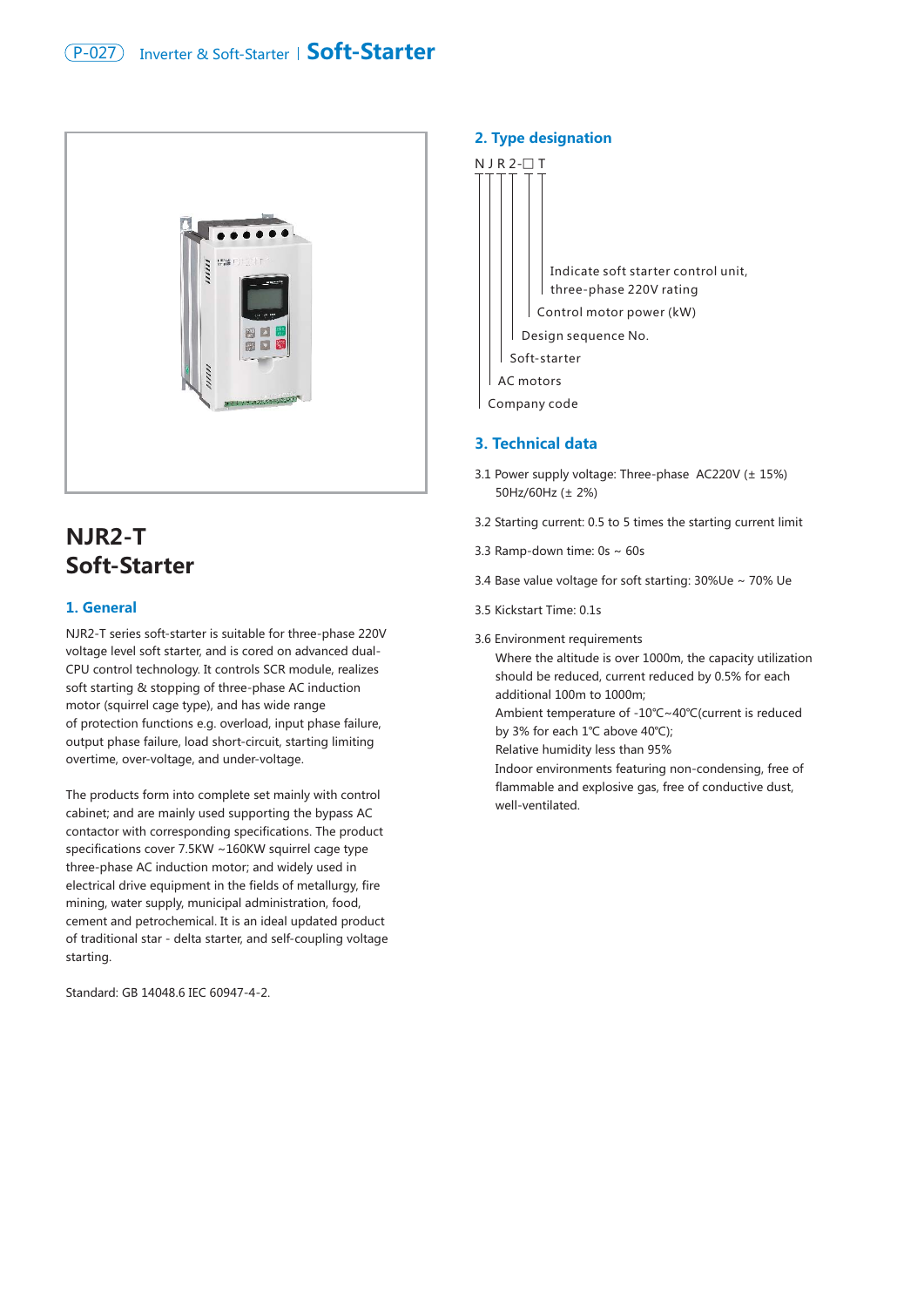# NJR2-T Soft-Starter

## 1. General

NJR2-T series soft-starter is suitable for three-phase 220V voltage level soft starter, and is cored on advanced dual-CPU control technology. It controls SCR module, realizes soft starting & stopping of three-phase AC induction motor (squirrel cage type), and has wide range of protection functions e.g. overload, input phase failure, output phase failure, load short-circuit, starting limiting overtime, over-voltage, and under-voltage.

The products form into complete set mainly with control cabinet; and are mainly used supporting the bypass AC contactor with corresponding specifications. The product specifications cover 7.5KW ~160KW squirrel cage type three-phase AC induction motor; and widely used in electrical drive equipment in the fields of metallurgy, fire mining, water supply, municipal administration, food, cement and petrochemical. It is an ideal updated product of traditional star - delta starter, and self-coupling voltage starting.

Standard: GB 14048.6 IEC 60947-4-2.

## 2. Type designation

N J R 2-☐ T

- N J — Company code
- R — AC motors
- Soft-starter
- 2 — Design sequence No.
- ☐ — Control motor power (kW)
- T — Indicate soft starter control unit, three-phase 220V rating

## 3. Technical data

3.1 Power supply voltage: Three-phase AC220V (± 15%) 50Hz/60Hz (± 2%)

3.2 Starting current: 0.5 to 5 times the starting current limit

3.3 Ramp-down time: 0s ~ 60s

3.4 Base value voltage for soft starting: 30%Ue ~ 70% Ue

3.5 Kickstart Time: 0.1s

3.6 Environment requirements

Where the altitude is over 1000m, the capacity utilization should be reduced, current reduced by 0.5% for each additional 100m to 1000m;

Ambient temperature of -10℃~40℃(current is reduced by 3% for each 1℃ above 40℃);

Relative humidity less than 95%

Indoor environments featuring non-condensing, free of flammable and explosive gas, free of conductive dust, well-ventilated.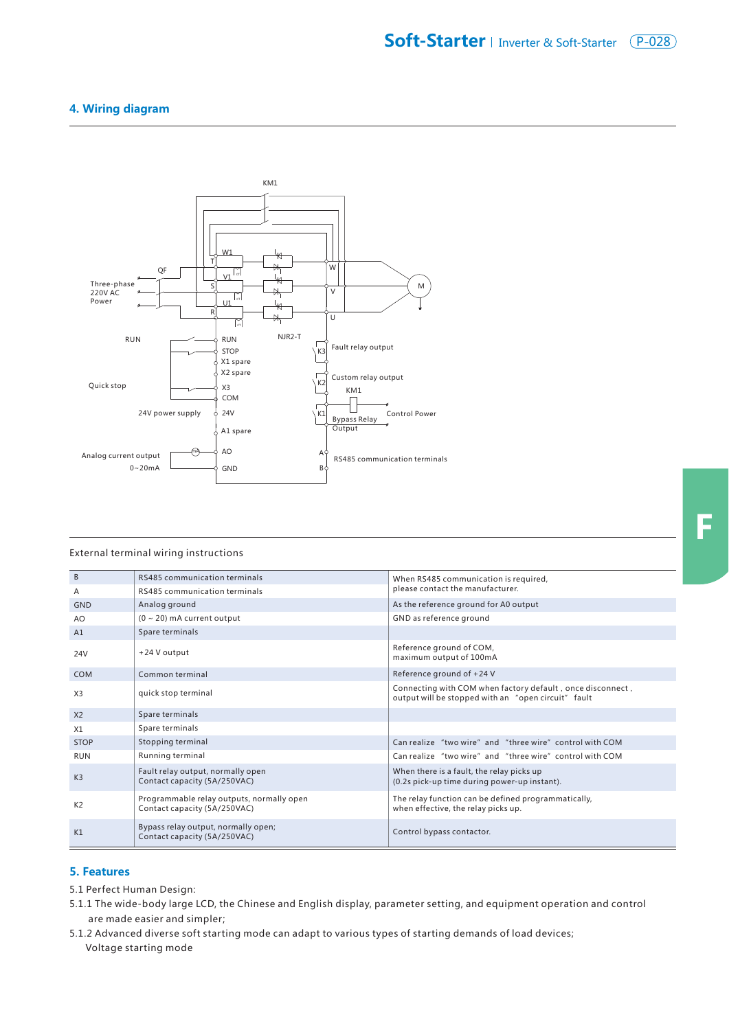## 4. Wiring diagram

External terminal wiring instructions

| | | |
|---|---|---|
| B | RS485 communication terminals | When RS485 communication is required, please contact the manufacturer. |
| A | RS485 communication terminals | |
| GND | Analog ground | As the reference ground for A0 output |
| AO | (0 ~ 20) mA current output | GND as reference ground |
| A1 | Spare terminals | |
| 24V | +24 V output | Reference ground of COM, maximum output of 100mA |
| COM | Common terminal | Reference ground of +24 V |
| X3 | quick stop terminal | Connecting with COM when factory default , once disconnect , output will be stopped with an "open circuit" fault |
| X2 | Spare terminals | |
| X1 | Spare terminals | |
| STOP | Stopping terminal | Can realize "two wire" and "three wire" control with COM |
| RUN | Running terminal | Can realize "two wire" and "three wire" control with COM |
| K3 | Fault relay output, normally open<br>Contact capacity (5A/250VAC) | When there is a fault, the relay picks up (0.2s pick-up time during power-up instant). |
| K2 | Programmable relay outputs, normally open<br>Contact capacity (5A/250VAC) | The relay function can be defined programmatically, when effective, the relay picks up. |
| K1 | Bypass relay output, normally open;<br>Contact capacity (5A/250VAC) | Control bypass contactor. |

## 5. Features

5.1 Perfect Human Design:

5.1.1 The wide-body large LCD, the Chinese and English display, parameter setting, and equipment operation and control are made easier and simpler;

5.1.2 Advanced diverse soft starting mode can adapt to various types of starting demands of load devices;
Voltage starting mode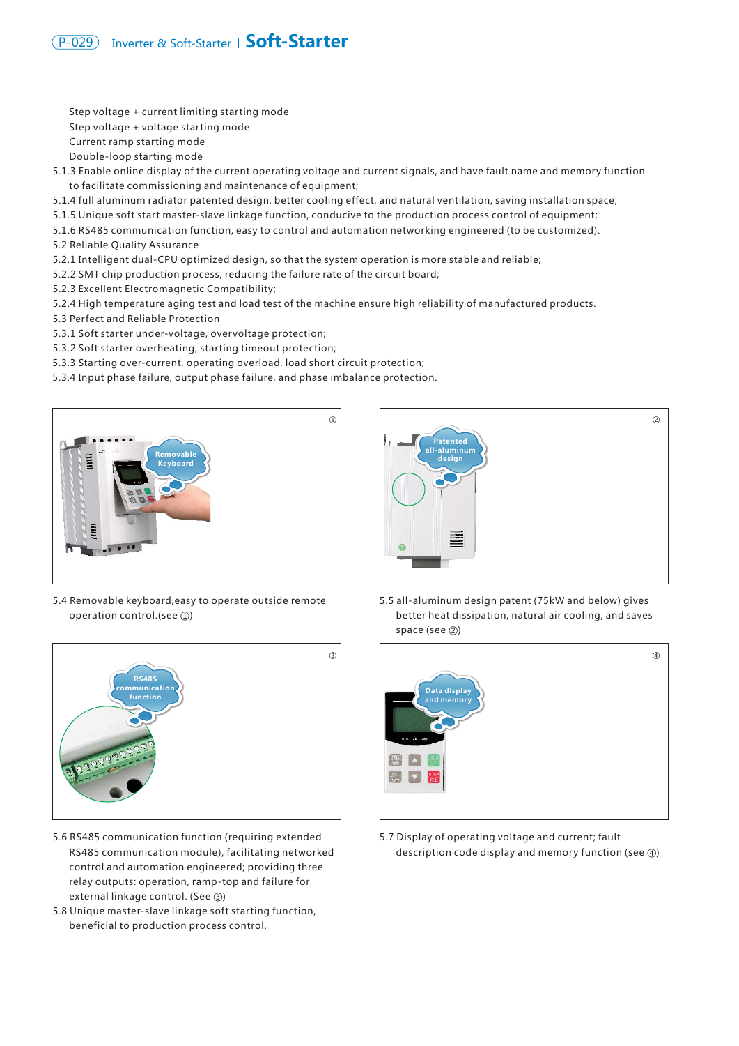Step voltage + current limiting starting mode
Step voltage + voltage starting mode
Current ramp starting mode
Double-loop starting mode

5.1.3 Enable online display of the current operating voltage and current signals, and have fault name and memory function to facilitate commissioning and maintenance of equipment;

5.1.4 full aluminum radiator patented design, better cooling effect, and natural ventilation, saving installation space;

5.1.5 Unique soft start master-slave linkage function, conducive to the production process control of equipment;

5.1.6 RS485 communication function, easy to control and automation networking engineered (to be customized).

5.2 Reliable Quality Assurance

5.2.1 Intelligent dual-CPU optimized design, so that the system operation is more stable and reliable;

5.2.2 SMT chip production process, reducing the failure rate of the circuit board;

5.2.3 Excellent Electromagnetic Compatibility;

5.2.4 High temperature aging test and load test of the machine ensure high reliability of manufactured products.

5.3 Perfect and Reliable Protection

5.3.1 Soft starter under-voltage, overvoltage protection;

5.3.2 Soft starter overheating, starting timeout protection;

5.3.3 Starting over-current, operating overload, load short circuit protection;

5.3.4 Input phase failure, output phase failure, and phase imbalance protection.

5.4 Removable keyboard,easy to operate outside remote operation control.(see ①)

5.5 all-aluminum design patent (75kW and below) gives better heat dissipation, natural air cooling, and saves space (see ②)

5.6 RS485 communication function (requiring extended RS485 communication module), facilitating networked control and automation engineered; providing three relay outputs: operation, ramp-top and failure for external linkage control. (See ③)

5.7 Display of operating voltage and current; fault description code display and memory function (see ④)

5.8 Unique master-slave linkage soft starting function, beneficial to production process control.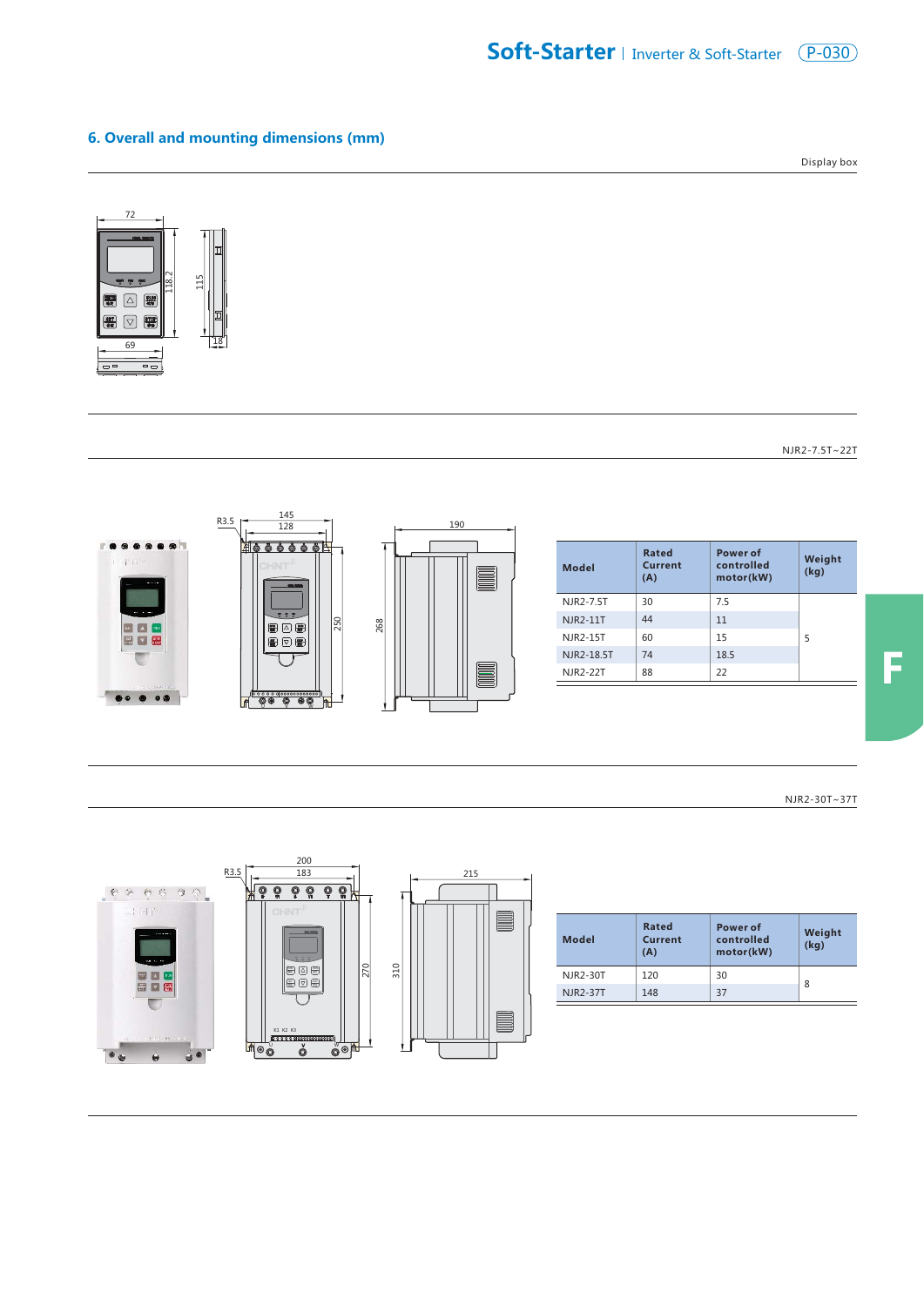## 6. Overall and mounting dimensions (mm)

Display box

NJR2-7.5T~22T

| Model | Rated Current (A) | Power of controlled motor(kW) | Weight (kg) |
|---|---|---|---|
| NJR2-7.5T | 30 | 7.5 | 5 |
| NJR2-11T | 44 | 11 | |
| NJR2-15T | 60 | 15 | |
| NJR2-18.5T | 74 | 18.5 | |
| NJR2-22T | 88 | 22 | |

NJR2-30T~37T

| Model | Rated Current (A) | Power of controlled motor(kW) | Weight (kg) |
|---|---|---|---|
| NJR2-30T | 120 | 30 | 8 |
| NJR2-37T | 148 | 37 | |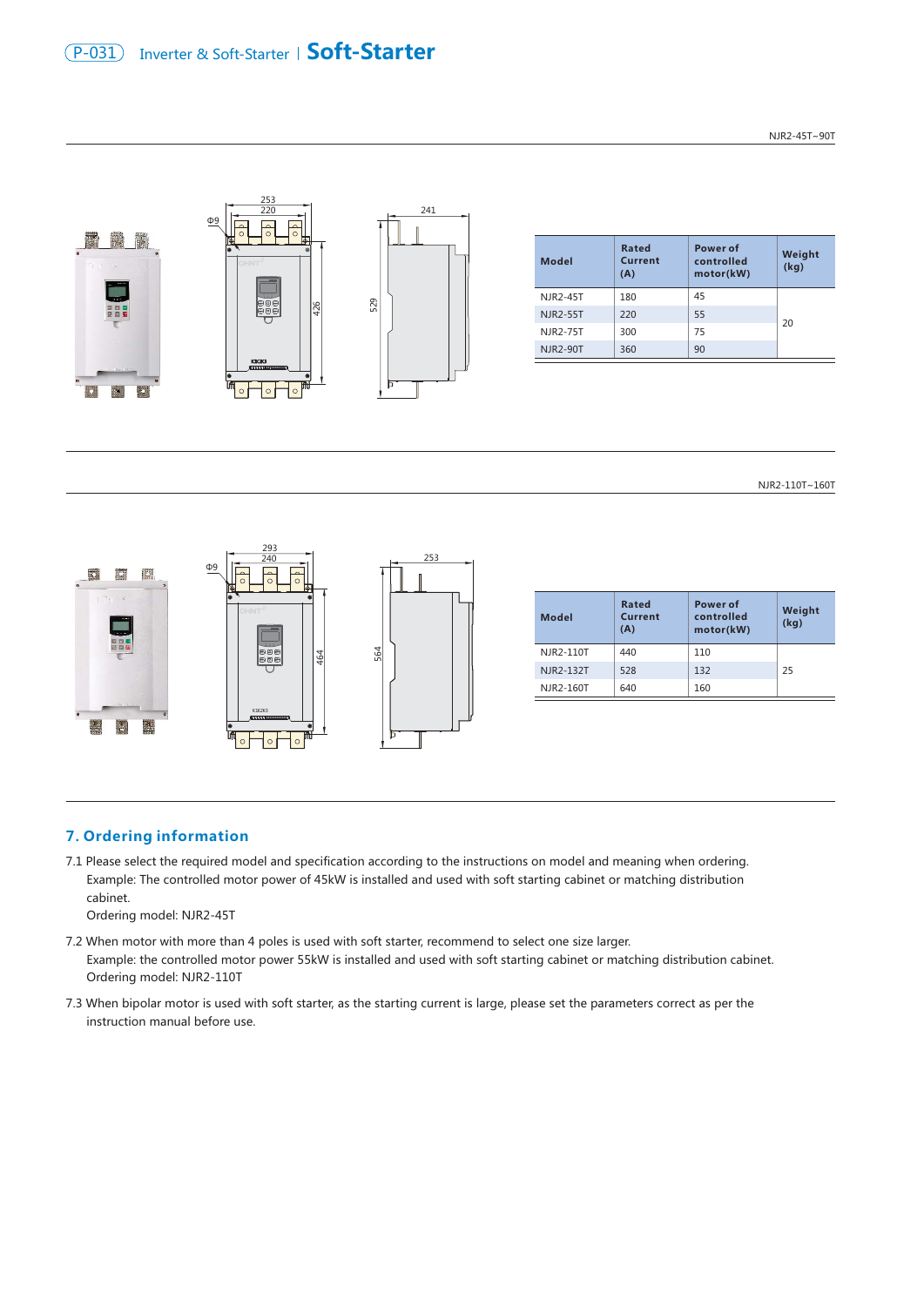NJR2-45T~90T

253
220
Φ9
426
241
529

| Model | Rated Current (A) | Power of controlled motor(kW) | Weight (kg) |
|---|---|---|---|
| NJR2-45T | 180 | 45 | 20 |
| NJR2-55T | 220 | 55 | |
| NJR2-75T | 300 | 75 | |
| NJR2-90T | 360 | 90 | |

NJR2-110T~160T

293
240
Φ9
464
253
564

| Model | Rated Current (A) | Power of controlled motor(kW) | Weight (kg) |
|---|---|---|---|
| NJR2-110T | 440 | 110 | 25 |
| NJR2-132T | 528 | 132 | |
| NJR2-160T | 640 | 160 | |

## 7. Ordering information

7.1 Please select the required model and specification according to the instructions on model and meaning when ordering.
Example: The controlled motor power of 45kW is installed and used with soft starting cabinet or matching distribution cabinet.
Ordering model: NJR2-45T

7.2 When motor with more than 4 poles is used with soft starter, recommend to select one size larger.
Example: the controlled motor power 55kW is installed and used with soft starting cabinet or matching distribution cabinet.
Ordering model: NJR2-110T

7.3 When bipolar motor is used with soft starter, as the starting current is large, please set the parameters correct as per the instruction manual before use.